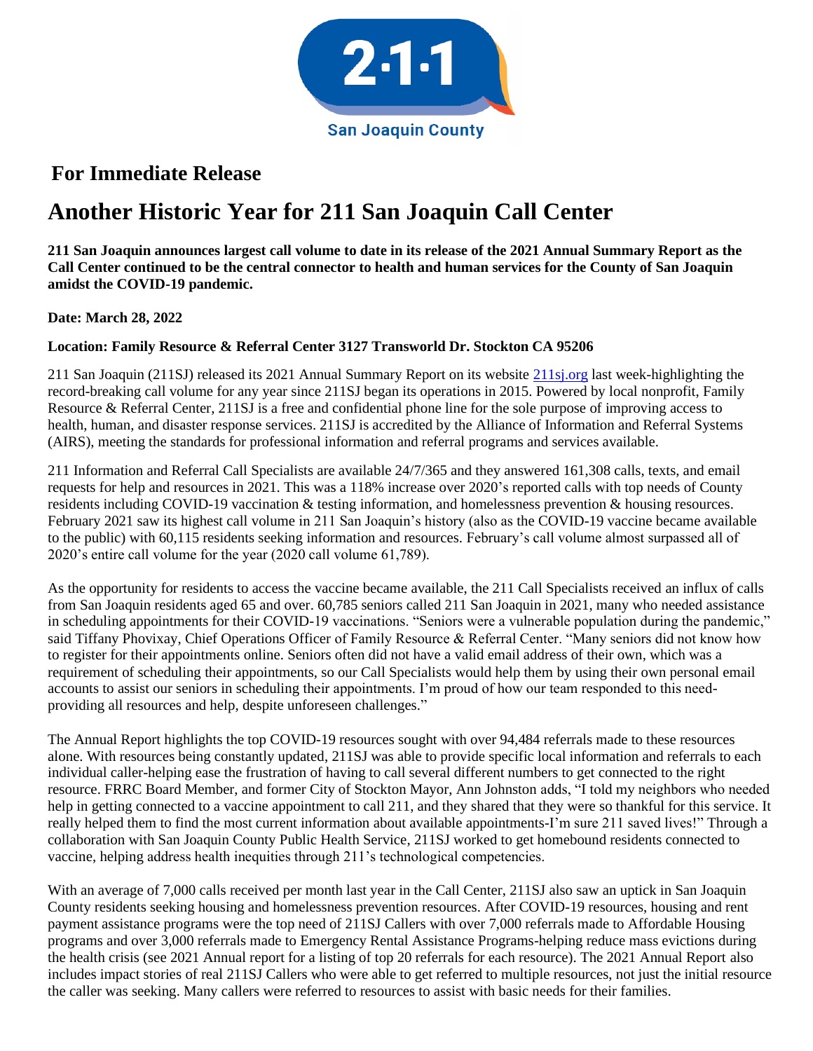San Joaquin County

## For Immediate Release

# Another Historic Year for 211 San Joaquin Call Center

**211 San Joaquin announces largest call volume to date in its release of the 2021 Annual Summary Report as the Call Center continued to be the central connector to health and human services for the County of San Joaquin amidst the COVID-19 pandemic.**

**Date: March 28, 2022**

**Location: Family Resource & Referral Center 3127 Transworld Dr. Stockton CA 95206**

211 San Joaquin (211SJ) released its 2021 Annual Summary Report on its website [211sj.org](211sj.org) last week-highlighting the record-breaking call volume for any year since 211SJ began its operations in 2015. Powered by local nonprofit, Family Resource & Referral Center, 211SJ is a free and confidential phone line for the sole purpose of improving access to health, human, and disaster response services. 211SJ is accredited by the Alliance of Information and Referral Systems (AIRS), meeting the standards for professional information and referral programs and services available.

211 Information and Referral Call Specialists are available 24/7/365 and they answered 161,308 calls, texts, and email requests for help and resources in 2021. This was a 118% increase over 2020's reported calls with top needs of County residents including COVID-19 vaccination & testing information, and homelessness prevention & housing resources. February 2021 saw its highest call volume in 211 San Joaquin's history (also as the COVID-19 vaccine became available to the public) with 60,115 residents seeking information and resources. February's call volume almost surpassed all of 2020's entire call volume for the year (2020 call volume 61,789).

As the opportunity for residents to access the vaccine became available, the 211 Call Specialists received an influx of calls from San Joaquin residents aged 65 and over. 60,785 seniors called 211 San Joaquin in 2021, many who needed assistance in scheduling appointments for their COVID-19 vaccinations. "Seniors were a vulnerable population during the pandemic," said Tiffany Phovixay, Chief Operations Officer of Family Resource & Referral Center. "Many seniors did not know how to register for their appointments online. Seniors often did not have a valid email address of their own, which was a requirement of scheduling their appointments, so our Call Specialists would help them by using their own personal email accounts to assist our seniors in scheduling their appointments. I'm proud of how our team responded to this need-providing all resources and help, despite unforeseen challenges."

The Annual Report highlights the top COVID-19 resources sought with over 94,484 referrals made to these resources alone. With resources being constantly updated, 211SJ was able to provide specific local information and referrals to each individual caller-helping ease the frustration of having to call several different numbers to get connected to the right resource. FRRC Board Member, and former City of Stockton Mayor, Ann Johnston adds, "I told my neighbors who needed help in getting connected to a vaccine appointment to call 211, and they shared that they were so thankful for this service. It really helped them to find the most current information about available appointments-I'm sure 211 saved lives!" Through a collaboration with San Joaquin County Public Health Service, 211SJ worked to get homebound residents connected to vaccine, helping address health inequities through 211's technological competencies.

With an average of 7,000 calls received per month last year in the Call Center, 211SJ also saw an uptick in San Joaquin County residents seeking housing and homelessness prevention resources. After COVID-19 resources, housing and rent payment assistance programs were the top need of 211SJ Callers with over 7,000 referrals made to Affordable Housing programs and over 3,000 referrals made to Emergency Rental Assistance Programs-helping reduce mass evictions during the health crisis (see 2021 Annual report for a listing of top 20 referrals for each resource). The 2021 Annual Report also includes impact stories of real 211SJ Callers who were able to get referred to multiple resources, not just the initial resource the caller was seeking. Many callers were referred to resources to assist with basic needs for their families.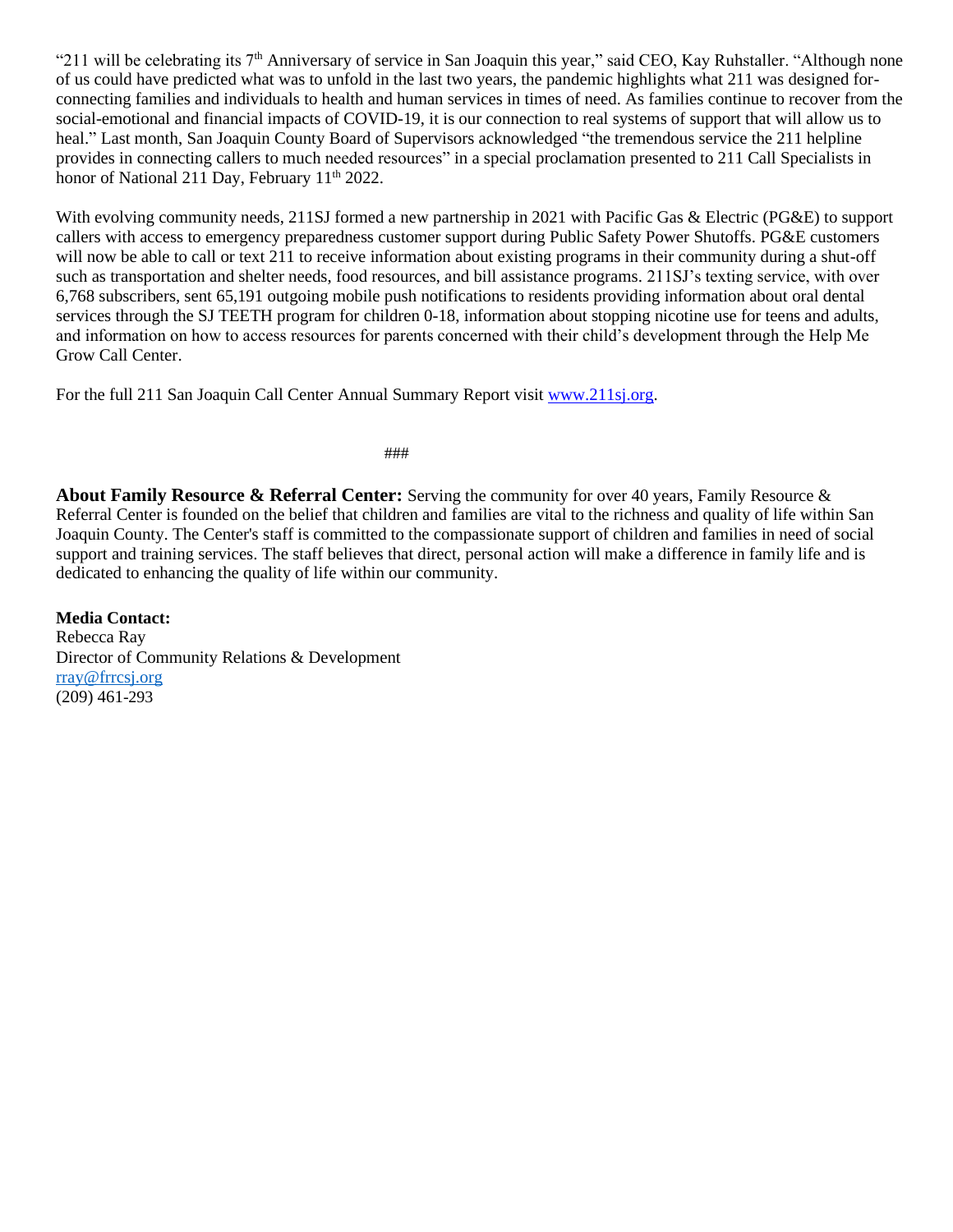"211 will be celebrating its 7th Anniversary of service in San Joaquin this year," said CEO, Kay Ruhstaller. "Although none of us could have predicted what was to unfold in the last two years, the pandemic highlights what 211 was designed for- connecting families and individuals to health and human services in times of need. As families continue to recover from the social-emotional and financial impacts of COVID-19, it is our connection to real systems of support that will allow us to heal." Last month, San Joaquin County Board of Supervisors acknowledged "the tremendous service the 211 helpline provides in connecting callers to much needed resources" in a special proclamation presented to 211 Call Specialists in honor of National 211 Day, February 11th 2022.

With evolving community needs, 211SJ formed a new partnership in 2021 with Pacific Gas & Electric (PG&E) to support callers with access to emergency preparedness customer support during Public Safety Power Shutoffs. PG&E customers will now be able to call or text 211 to receive information about existing programs in their community during a shut-off such as transportation and shelter needs, food resources, and bill assistance programs. 211SJ's texting service, with over 6,768 subscribers, sent 65,191 outgoing mobile push notifications to residents providing information about oral dental services through the SJ TEETH program for children 0-18, information about stopping nicotine use for teens and adults, and information on how to access resources for parents concerned with their child's development through the Help Me Grow Call Center.

For the full 211 San Joaquin Call Center Annual Summary Report visit [www.211sj.org](http://www.211sj.org).

###

**About Family Resource & Referral Center:** Serving the community for over 40 years, Family Resource & Referral Center is founded on the belief that children and families are vital to the richness and quality of life within San Joaquin County. The Center's staff is committed to the compassionate support of children and families in need of social support and training services. The staff believes that direct, personal action will make a difference in family life and is dedicated to enhancing the quality of life within our community.

**Media Contact:**
Rebecca Ray
Director of Community Relations & Development
[rray@frrcsj.org](mailto:rray@frrcsj.org)
(209) 461-293